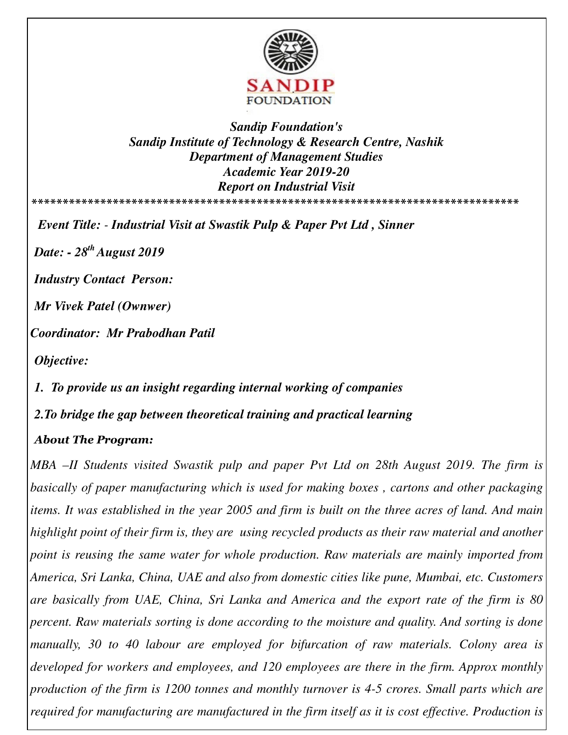*Sandip Foundation's*
*Sandip Institute of Technology & Research Centre, Nashik*
*Department of Management Studies*
*Academic Year 2019-20*
*Report on Industrial Visit*

*******************************************************************************

***Event Title: - Industrial Visit at Swastik Pulp & Paper Pvt Ltd , Sinner***

***Date: - 28th August 2019***

***Industry Contact Person:***

***Mr Vivek Patel (Ownwer)***

***Coordinator: Mr Prabodhan Patil***

***Objective:***

***1. To provide us an insight regarding internal working of companies***

***2.To bridge the gap between theoretical training and practical learning***

***About The Program:***

*MBA –II Students visited Swastik pulp and paper Pvt Ltd on 28th August 2019. The firm is basically of paper manufacturing which is used for making boxes , cartons and other packaging items. It was established in the year 2005 and firm is built on the three acres of land. And main highlight point of their firm is, they are using recycled products as their raw material and another point is reusing the same water for whole production. Raw materials are mainly imported from America, Sri Lanka, China, UAE and also from domestic cities like pune, Mumbai, etc. Customers are basically from UAE, China, Sri Lanka and America and the export rate of the firm is 80 percent. Raw materials sorting is done according to the moisture and quality. And sorting is done manually, 30 to 40 labour are employed for bifurcation of raw materials. Colony area is developed for workers and employees, and 120 employees are there in the firm. Approx monthly production of the firm is 1200 tonnes and monthly turnover is 4-5 crores. Small parts which are required for manufacturing are manufactured in the firm itself as it is cost effective. Production is*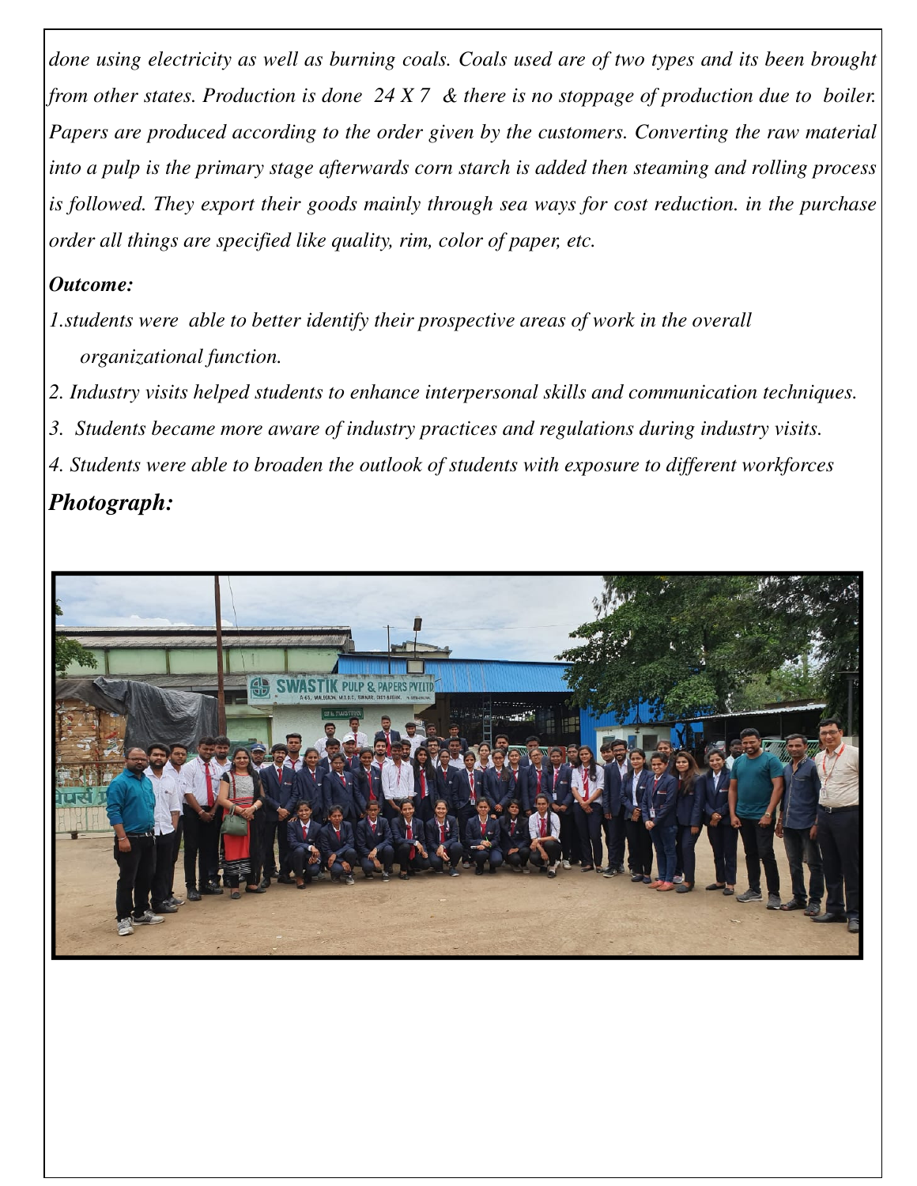*done using electricity as well as burning coals. Coals used are of two types and its been brought from other states. Production is done 24 X 7 & there is no stoppage of production due to boiler. Papers are produced according to the order given by the customers. Converting the raw material into a pulp is the primary stage afterwards corn starch is added then steaming and rolling process is followed. They export their goods mainly through sea ways for cost reduction. in the purchase order all things are specified like quality, rim, color of paper, etc.*

***Outcome:***

*1.students were able to better identify their prospective areas of work in the overall organizational function.*

*2. Industry visits helped students to enhance interpersonal skills and communication techniques.*

*3. Students became more aware of industry practices and regulations during industry visits.*

*4. Students were able to broaden the outlook of students with exposure to different workforces*

***Photograph:***